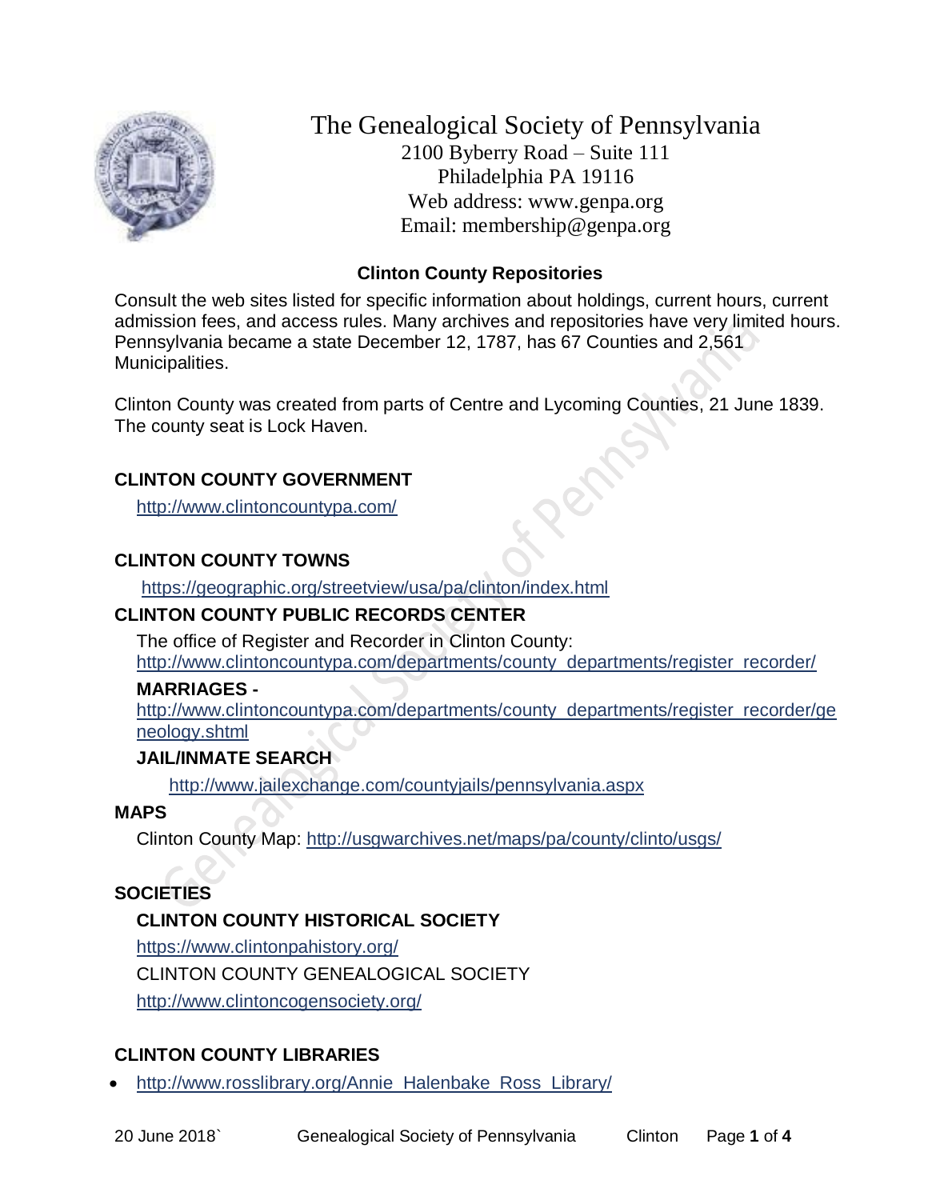# The Genealogical Society of Pennsylvania

2100 Byberry Road – Suite 111
Philadelphia PA 19116
Web address: www.genpa.org
Email: membership@genpa.org

## Clinton County Repositories

Consult the web sites listed for specific information about holdings, current hours, current admission fees, and access rules. Many archives and repositories have very limited hours. Pennsylvania became a state December 12, 1787, has 67 Counties and 2,561 Municipalities.

Clinton County was created from parts of Centre and Lycoming Counties, 21 June 1839. The county seat is Lock Haven.

### CLINTON COUNTY GOVERNMENT

http://www.clintoncountypa.com/

### CLINTON COUNTY TOWNS

https://geographic.org/streetview/usa/pa/clinton/index.html

### CLINTON COUNTY PUBLIC RECORDS CENTER

The office of Register and Recorder in Clinton County:
http://www.clintoncountypa.com/departments/county_departments/register_recorder/

#### MARRIAGES -

http://www.clintoncountypa.com/departments/county_departments/register_recorder/geneology.shtml

#### JAIL/INMATE SEARCH

http://www.jailexchange.com/countyjails/pennsylvania.aspx

### MAPS

Clinton County Map: http://usgwarchives.net/maps/pa/county/clinto/usgs/

### SOCIETIES

#### CLINTON COUNTY HISTORICAL SOCIETY

https://www.clintonpahistory.org/

CLINTON COUNTY GENEALOGICAL SOCIETY

http://www.clintoncogensociety.org/

### CLINTON COUNTY LIBRARIES

- http://www.rosslibrary.org/Annie_Halenbake_Ross_Library/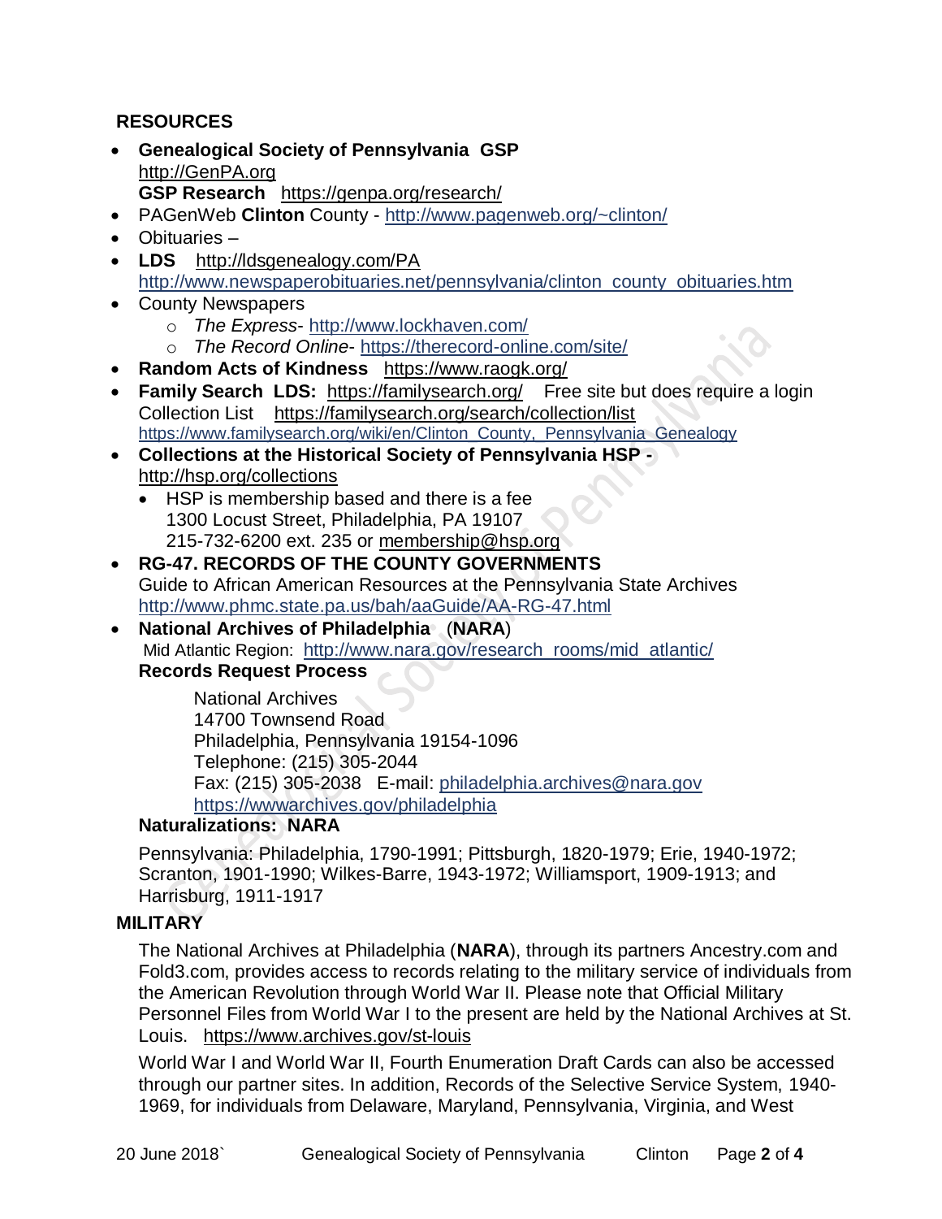## RESOURCES

- **Genealogical Society of Pennsylvania GSP** http://GenPA.org
  **GSP Research** https://genpa.org/research/
- PAGenWeb **Clinton** County - http://www.pagenweb.org/~clinton/
- Obituaries –
- **LDS** http://ldsgenealogy.com/PA
  http://www.newspaperobituaries.net/pennsylvania/clinton_county_obituaries.htm
- County Newspapers
  - *The Express*- http://www.lockhaven.com/
  - *The Record Online*- https://therecord-online.com/site/
- **Random Acts of Kindness** https://www.raogk.org/
- **Family Search LDS:** https://familysearch.org/ Free site but does require a login
  Collection List https://familysearch.org/search/collection/list
  https://www.familysearch.org/wiki/en/Clinton_County,_Pennsylvania_Genealogy
- **Collections at the Historical Society of Pennsylvania HSP -** http://hsp.org/collections
  - HSP is membership based and there is a fee
    1300 Locust Street, Philadelphia, PA 19107
    215-732-6200 ext. 235 or membership@hsp.org
- **RG-47. RECORDS OF THE COUNTY GOVERNMENTS**
  Guide to African American Resources at the Pennsylvania State Archives
  http://www.phmc.state.pa.us/bah/aaGuide/AA-RG-47.html
- **National Archives of Philadelphia** (**NARA**)
  Mid Atlantic Region: http://www.nara.gov/research_rooms/mid_atlantic/
  **Records Request Process**

  National Archives
  14700 Townsend Road
  Philadelphia, Pennsylvania 19154-1096
  Telephone: (215) 305-2044
  Fax: (215) 305-2038 E-mail: philadelphia.archives@nara.gov
  https://wwwarchives.gov/philadelphia

  **Naturalizations: NARA**

  Pennsylvania: Philadelphia, 1790-1991; Pittsburgh, 1820-1979; Erie, 1940-1972; Scranton, 1901-1990; Wilkes-Barre, 1943-1972; Williamsport, 1909-1913; and Harrisburg, 1911-1917

## MILITARY

The National Archives at Philadelphia (**NARA**), through its partners Ancestry.com and Fold3.com, provides access to records relating to the military service of individuals from the American Revolution through World War II. Please note that Official Military Personnel Files from World War I to the present are held by the National Archives at St. Louis. https://www.archives.gov/st-louis

World War I and World War II, Fourth Enumeration Draft Cards can also be accessed through our partner sites. In addition, Records of the Selective Service System, 1940-1969, for individuals from Delaware, Maryland, Pennsylvania, Virginia, and West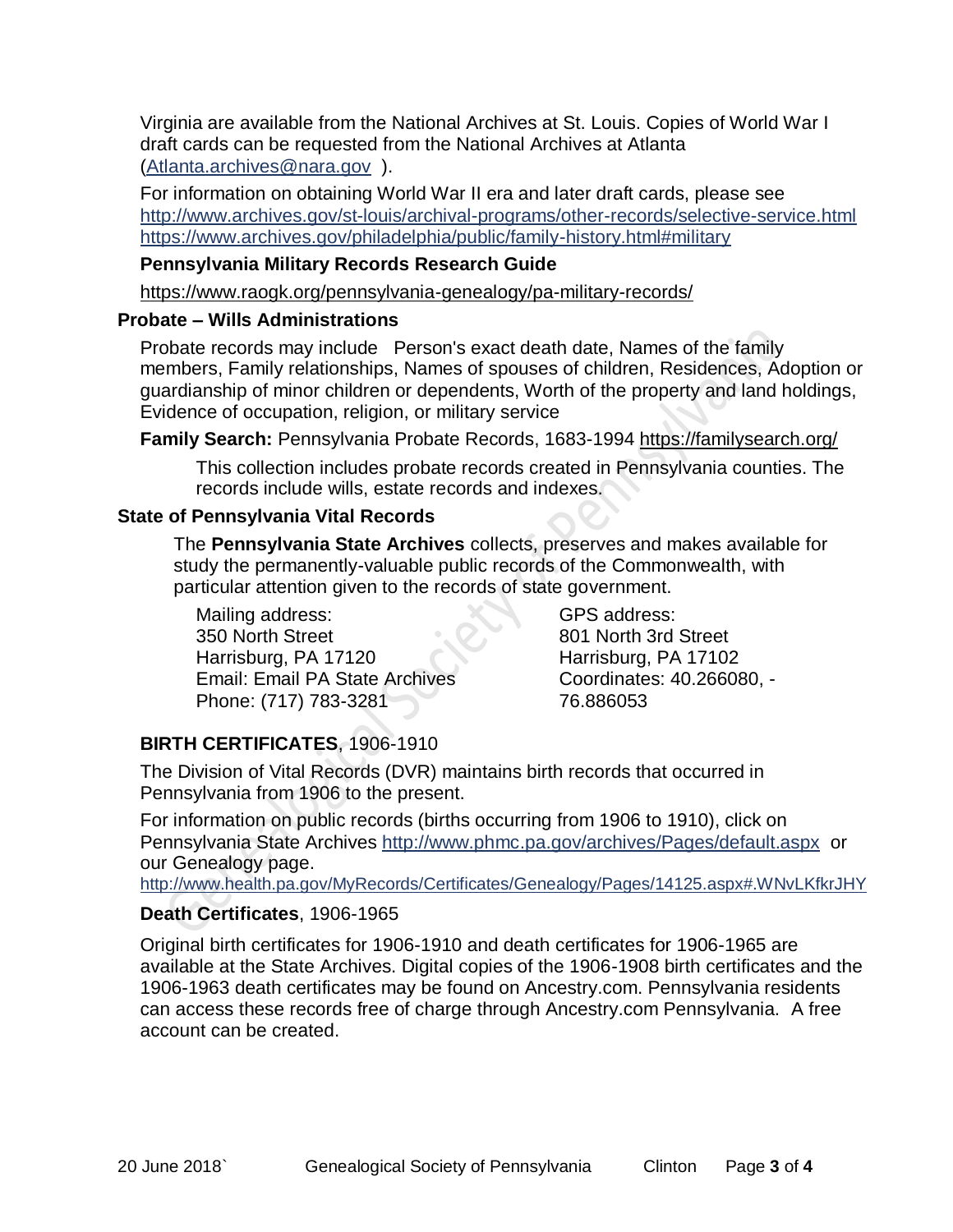Virginia are available from the National Archives at St. Louis. Copies of World War I draft cards can be requested from the National Archives at Atlanta (Atlanta.archives@nara.gov ).

For information on obtaining World War II era and later draft cards, please see
http://www.archives.gov/st-louis/archival-programs/other-records/selective-service.html
https://www.archives.gov/philadelphia/public/family-history.html#military

**Pennsylvania Military Records Research Guide**

https://www.raogk.org/pennsylvania-genealogy/pa-military-records/

### Probate – Wills Administrations

Probate records may include Person's exact death date, Names of the family members, Family relationships, Names of spouses of children, Residences, Adoption or guardianship of minor children or dependents, Worth of the property and land holdings, Evidence of occupation, religion, or military service

**Family Search:** Pennsylvania Probate Records, 1683-1994 https://familysearch.org/

This collection includes probate records created in Pennsylvania counties. The records include wills, estate records and indexes.

### State of Pennsylvania Vital Records

The **Pennsylvania State Archives** collects, preserves and makes available for study the permanently-valuable public records of the Commonwealth, with particular attention given to the records of state government.

Mailing address:
350 North Street
Harrisburg, PA 17120
Email: Email PA State Archives
Phone: (717) 783-3281

GPS address:
801 North 3rd Street
Harrisburg, PA 17102
Coordinates: 40.266080, -76.886053

**BIRTH CERTIFICATES**, 1906-1910

The Division of Vital Records (DVR) maintains birth records that occurred in Pennsylvania from 1906 to the present.

For information on public records (births occurring from 1906 to 1910), click on Pennsylvania State Archives http://www.phmc.pa.gov/archives/Pages/default.aspx or our Genealogy page.
http://www.health.pa.gov/MyRecords/Certificates/Genealogy/Pages/14125.aspx#.WNvLKfkrJHY

**Death Certificates**, 1906-1965

Original birth certificates for 1906-1910 and death certificates for 1906-1965 are available at the State Archives. Digital copies of the 1906-1908 birth certificates and the 1906-1963 death certificates may be found on Ancestry.com. Pennsylvania residents can access these records free of charge through Ancestry.com Pennsylvania. A free account can be created.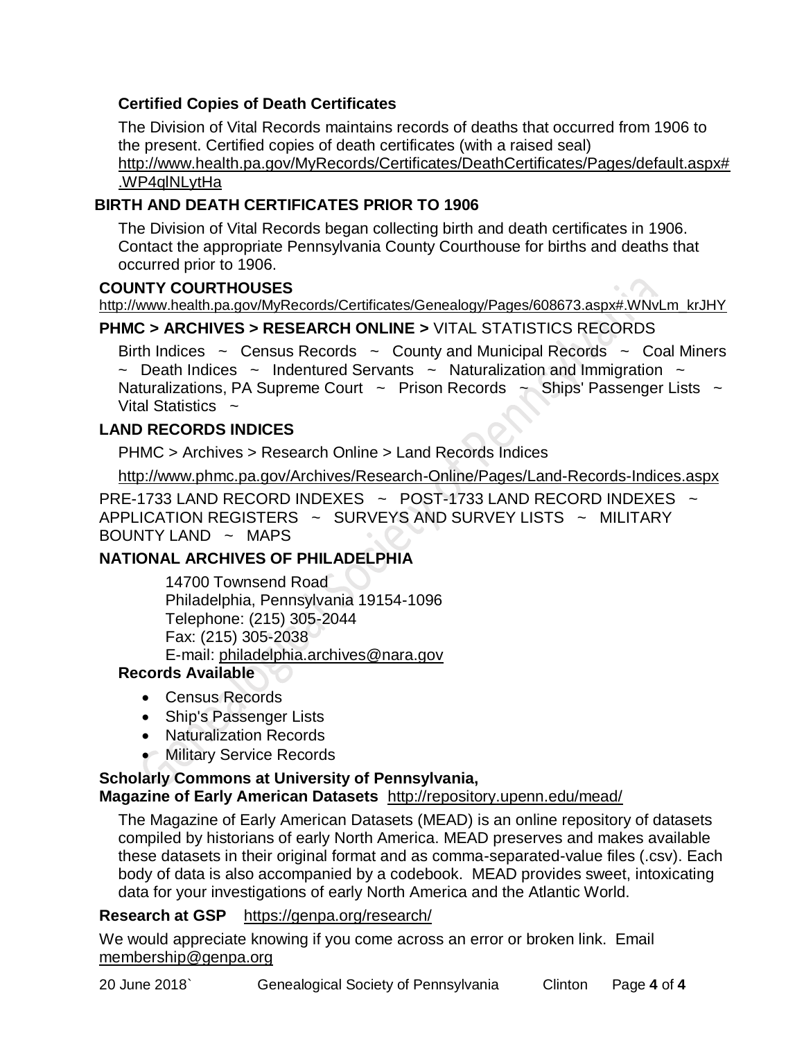**Certified Copies of Death Certificates**

The Division of Vital Records maintains records of deaths that occurred from 1906 to the present. Certified copies of death certificates (with a raised seal) http://www.health.pa.gov/MyRecords/Certificates/DeathCertificates/Pages/default.aspx#.WP4qlNLytHa

**BIRTH AND DEATH CERTIFICATES PRIOR TO 1906**

The Division of Vital Records began collecting birth and death certificates in 1906. Contact the appropriate Pennsylvania County Courthouse for births and deaths that occurred prior to 1906.

**COUNTY COURTHOUSES**

http://www.health.pa.gov/MyRecords/Certificates/Genealogy/Pages/608673.aspx#.WNvLm_krJHY

**PHMC > ARCHIVES > RESEARCH ONLINE >** VITAL STATISTICS RECORDS

Birth Indices ~ Census Records ~ County and Municipal Records ~ Coal Miners ~ Death Indices ~ Indentured Servants ~ Naturalization and Immigration ~ Naturalizations, PA Supreme Court ~ Prison Records ~ Ships' Passenger Lists ~ Vital Statistics ~

**LAND RECORDS INDICES**

PHMC > Archives > Research Online > Land Records Indices

http://www.phmc.pa.gov/Archives/Research-Online/Pages/Land-Records-Indices.aspx

PRE-1733 LAND RECORD INDEXES ~ POST-1733 LAND RECORD INDEXES ~ APPLICATION REGISTERS ~ SURVEYS AND SURVEY LISTS ~ MILITARY BOUNTY LAND ~ MAPS

**NATIONAL ARCHIVES OF PHILADELPHIA**

14700 Townsend Road
Philadelphia, Pennsylvania 19154-1096
Telephone: (215) 305-2044
Fax: (215) 305-2038
E-mail: philadelphia.archives@nara.gov

**Records Available**

- Census Records
- Ship's Passenger Lists
- Naturalization Records
- Military Service Records

**Scholarly Commons at University of Pennsylvania,**
**Magazine of Early American Datasets** http://repository.upenn.edu/mead/

The Magazine of Early American Datasets (MEAD) is an online repository of datasets compiled by historians of early North America. MEAD preserves and makes available these datasets in their original format and as comma-separated-value files (.csv). Each body of data is also accompanied by a codebook. MEAD provides sweet, intoxicating data for your investigations of early North America and the Atlantic World.

**Research at GSP** https://genpa.org/research/

We would appreciate knowing if you come across an error or broken link. Email membership@genpa.org